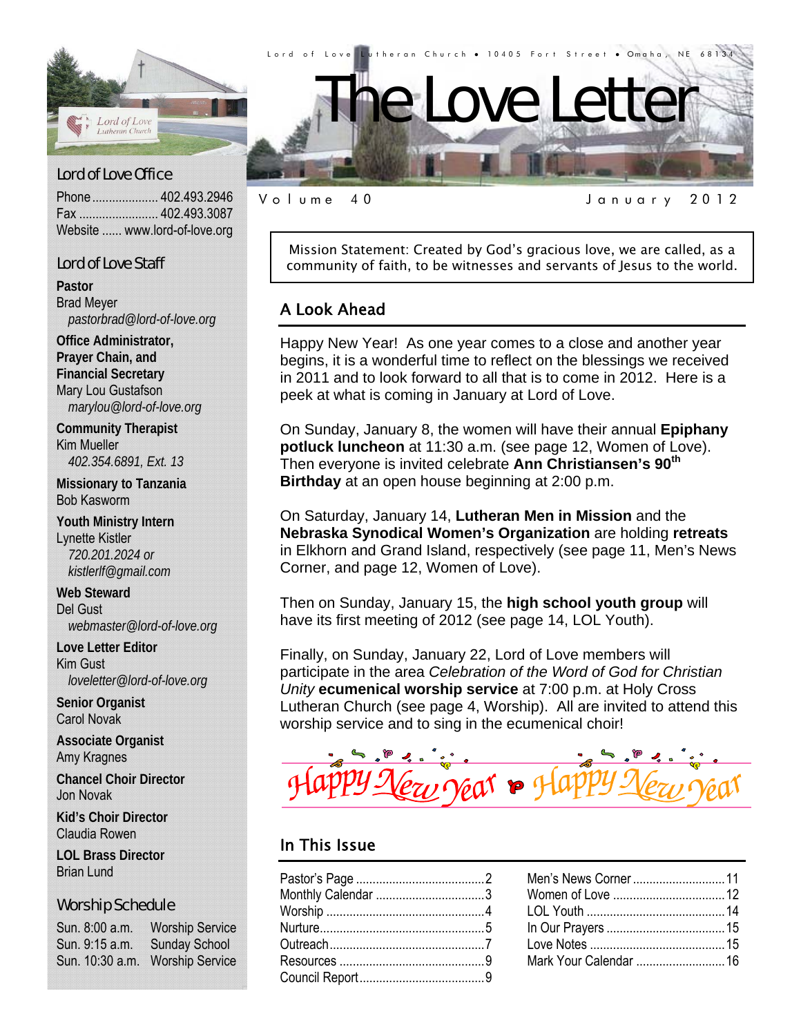Lord of Love Lutheran Church • 10405 Fort Street • Omaha, NE 68134

# The Love Letter

Volume 40 — January 2012

Mission Statement: Created by God's gracious love, we are called, as a community of faith, to be witnesses and servants of Jesus to the world.

## A Look Ahead

Happy New Year! As one year comes to a close and another year begins, it is a wonderful time to reflect on the blessings we received in 2011 and to look forward to all that is to come in 2012. Here is a peek at what is coming in January at Lord of Love.

On Sunday, January 8, the women will have their annual **Epiphany potluck luncheon** at 11:30 a.m. (see page 12, Women of Love). Then everyone is invited celebrate **Ann Christiansen's 90th Birthday** at an open house beginning at 2:00 p.m.

On Saturday, January 14, **Lutheran Men in Mission** and the **Nebraska Synodical Women's Organization** are holding **retreats** in Elkhorn and Grand Island, respectively (see page 11, Men's News Corner, and page 12, Women of Love).

Then on Sunday, January 15, the **high school youth group** will have its first meeting of 2012 (see page 14, LOL Youth).

Finally, on Sunday, January 22, Lord of Love members will participate in the area *Celebration of the Word of God for Christian Unity* **ecumenical worship service** at 7:00 p.m. at Holy Cross Lutheran Church (see page 4, Worship). All are invited to attend this worship service and to sing in the ecumenical choir!

Happy New Year • Happy New Year

## In This Issue

| | |
|---|---|
| Pastor's Page | 2 |
| Monthly Calendar | 3 |
| Worship | 4 |
| Nurture | 5 |
| Outreach | 7 |
| Resources | 9 |
| Council Report | 9 |
| Men's News Corner | 11 |
| Women of Love | 12 |
| LOL Youth | 14 |
| In Our Prayers | 15 |
| Love Notes | 15 |
| Mark Your Calendar | 16 |

## Lord of Love Office

Phone .......... 402.493.2946
Fax .......... 402.493.3087
Website ...... www.lord-of-love.org

## Lord of Love Staff

**Pastor**
Brad Meyer
*pastorbrad@lord-of-love.org*

**Office Administrator, Prayer Chain, and Financial Secretary**
Mary Lou Gustafson
*marylou@lord-of-love.org*

**Community Therapist**
Kim Mueller
*402.354.6891, Ext. 13*

**Missionary to Tanzania**
Bob Kasworm

**Youth Ministry Intern**
Lynette Kistler
*720.201.2024 or kistlerlf@gmail.com*

**Web Steward**
Del Gust
*webmaster@lord-of-love.org*

**Love Letter Editor**
Kim Gust
*loveletter@lord-of-love.org*

**Senior Organist**
Carol Novak

**Associate Organist**
Amy Kragnes

**Chancel Choir Director**
Jon Novak

**Kid's Choir Director**
Claudia Rowen

**LOL Brass Director**
Brian Lund

## Worship Schedule

| | |
|---|---|
| Sun. 8:00 a.m. | Worship Service |
| Sun. 9:15 a.m. | Sunday School |
| Sun. 10:30 a.m. | Worship Service |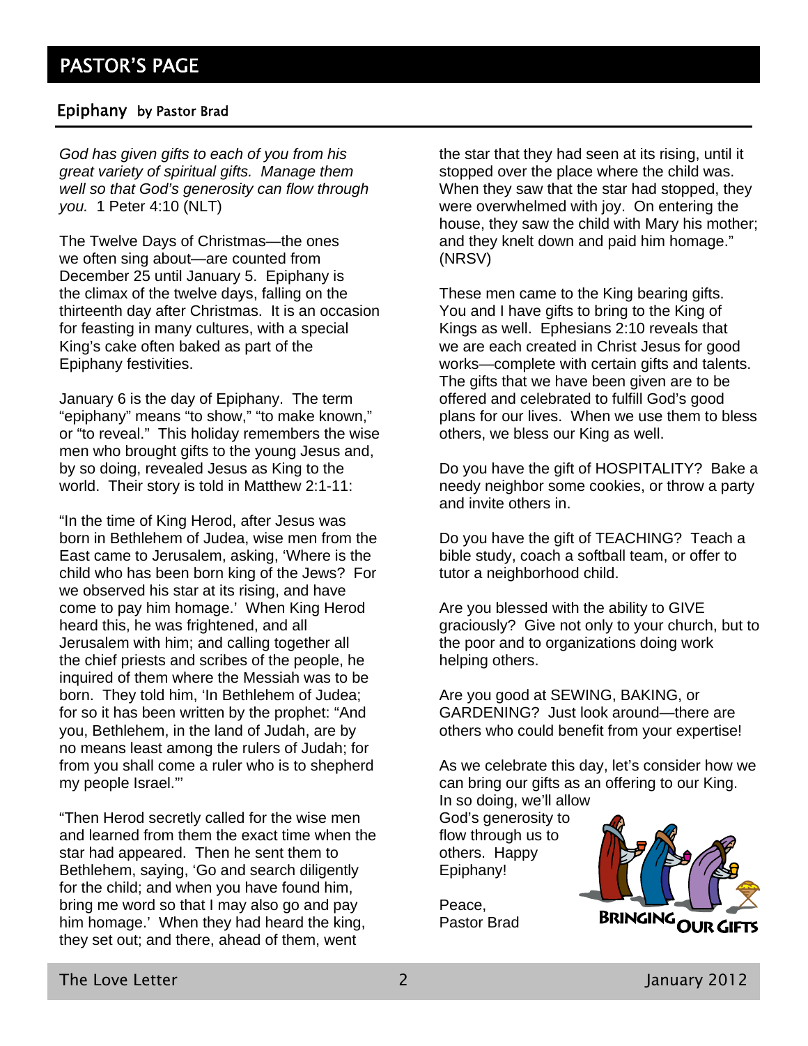# PASTOR'S PAGE

## Epiphany by Pastor Brad

*God has given gifts to each of you from his great variety of spiritual gifts. Manage them well so that God's generosity can flow through you.* 1 Peter 4:10 (NLT)

The Twelve Days of Christmas—the ones we often sing about—are counted from December 25 until January 5. Epiphany is the climax of the twelve days, falling on the thirteenth day after Christmas. It is an occasion for feasting in many cultures, with a special King's cake often baked as part of the Epiphany festivities.

January 6 is the day of Epiphany. The term "epiphany" means "to show," "to make known," or "to reveal." This holiday remembers the wise men who brought gifts to the young Jesus and, by so doing, revealed Jesus as King to the world. Their story is told in Matthew 2:1-11:

"In the time of King Herod, after Jesus was born in Bethlehem of Judea, wise men from the East came to Jerusalem, asking, 'Where is the child who has been born king of the Jews? For we observed his star at its rising, and have come to pay him homage.' When King Herod heard this, he was frightened, and all Jerusalem with him; and calling together all the chief priests and scribes of the people, he inquired of them where the Messiah was to be born. They told him, 'In Bethlehem of Judea; for so it has been written by the prophet: "And you, Bethlehem, in the land of Judah, are by no means least among the rulers of Judah; for from you shall come a ruler who is to shepherd my people Israel."'

"Then Herod secretly called for the wise men and learned from them the exact time when the star had appeared. Then he sent them to Bethlehem, saying, 'Go and search diligently for the child; and when you have found him, bring me word so that I may also go and pay him homage.' When they had heard the king, they set out; and there, ahead of them, went the star that they had seen at its rising, until it stopped over the place where the child was. When they saw that the star had stopped, they were overwhelmed with joy. On entering the house, they saw the child with Mary his mother; and they knelt down and paid him homage." (NRSV)

These men came to the King bearing gifts. You and I have gifts to bring to the King of Kings as well. Ephesians 2:10 reveals that we are each created in Christ Jesus for good works—complete with certain gifts and talents. The gifts that we have been given are to be offered and celebrated to fulfill God's good plans for our lives. When we use them to bless others, we bless our King as well.

Do you have the gift of HOSPITALITY? Bake a needy neighbor some cookies, or throw a party and invite others in.

Do you have the gift of TEACHING? Teach a bible study, coach a softball team, or offer to tutor a neighborhood child.

Are you blessed with the ability to GIVE graciously? Give not only to your church, but to the poor and to organizations doing work helping others.

Are you good at SEWING, BAKING, or GARDENING? Just look around—there are others who could benefit from your expertise!

As we celebrate this day, let's consider how we can bring our gifts as an offering to our King. In so doing, we'll allow God's generosity to flow through us to others. Happy Epiphany!

Peace,
Pastor Brad

BRINGING OUR GIFTS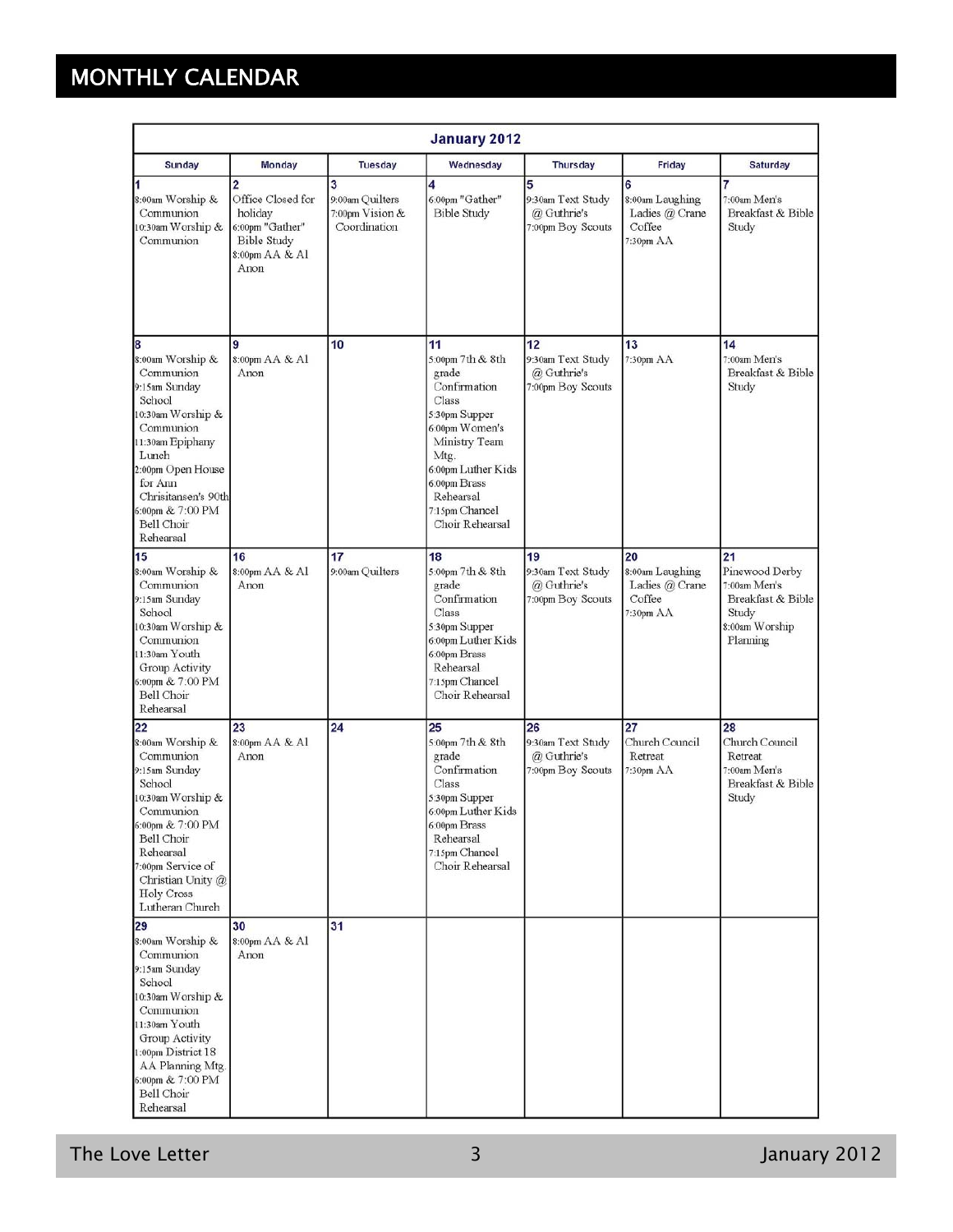## MONTHLY CALENDAR

| January 2012 | | | | | | |
|---|---|---|---|---|---|---|
| **Sunday** | **Monday** | **Tuesday** | **Wednesday** | **Thursday** | **Friday** | **Saturday** |
| **1**<br>8:00am Worship & Communion<br>10:30am Worship & Communion | **2**<br>Office Closed for holiday<br>6:00pm "Gather" Bible Study<br>8:00pm AA & Al Anon | **3**<br>9:00am Quilters<br>7:00pm Vision & Coordination | **4**<br>6:00pm "Gather" Bible Study | **5**<br>9:30am Text Study @ Guthrie's<br>7:00pm Boy Scouts | **6**<br>8:00am Laughing Ladies @ Crane Coffee<br>7:30pm AA | **7**<br>7:00am Men's Breakfast & Bible Study |
| **8**<br>8:00am Worship & Communion<br>9:15am Sunday School<br>10:30am Worship & Communion<br>11:30am Epiphany Lunch<br>2:00pm Open House for Ann Chrisitansen's 90th<br>6:00pm & 7:00 PM Bell Choir Rehearsal | **9**<br>8:00pm AA & Al Anon | **10** | **11**<br>5:00pm 7th & 8th grade Confirmation Class<br>5:30pm Supper<br>6:00pm Women's Ministry Team Mtg.<br>6:00pm Luther Kids<br>6:00pm Brass Rehearsal<br>7:15pm Chancel Choir Rehearsal | **12**<br>9:30am Text Study @ Guthrie's<br>7:00pm Boy Scouts | **13**<br>7:30pm AA | **14**<br>7:00am Men's Breakfast & Bible Study |
| **15**<br>8:00am Worship & Communion<br>9:15am Sunday School<br>10:30am Worship & Communion<br>11:30am Youth Group Activity<br>6:00pm & 7:00 PM Bell Choir Rehearsal | **16**<br>8:00pm AA & Al Anon | **17**<br>9:00am Quilters | **18**<br>5:00pm 7th & 8th grade Confirmation Class<br>5:30pm Supper<br>6:00pm Luther Kids<br>6:00pm Brass Rehearsal<br>7:15pm Chancel Choir Rehearsal | **19**<br>9:30am Text Study @ Guthrie's<br>7:00pm Boy Scouts | **20**<br>8:00am Laughing Ladies @ Crane Coffee<br>7:30pm AA | **21**<br>Pinewood Derby<br>7:00am Men's Breakfast & Bible Study<br>8:00am Worship Planning |
| **22**<br>8:00am Worship & Communion<br>9:15am Sunday School<br>10:30am Worship & Communion<br>6:00pm & 7:00 PM Bell Choir Rehearsal<br>7:00pm Service of Christian Unity @ Holy Cross Lutheran Church | **23**<br>8:00pm AA & Al Anon | **24** | **25**<br>5:00pm 7th & 8th grade Confirmation Class<br>5:30pm Supper<br>6:00pm Luther Kids<br>6:00pm Brass Rehearsal<br>7:15pm Chancel Choir Rehearsal | **26**<br>9:30am Text Study @ Guthrie's<br>7:00pm Boy Scouts | **27**<br>Church Council Retreat<br>7:30pm AA | **28**<br>Church Council Retreat<br>7:00am Men's Breakfast & Bible Study |
| **29**<br>8:00am Worship & Communion<br>9:15am Sunday School<br>10:30am Worship & Communion<br>11:30am Youth Group Activity<br>1:00pm District 18 AA Planning Mtg.<br>6:00pm & 7:00 PM Bell Choir Rehearsal | **30**<br>8:00pm AA & Al Anon | **31** | | | | |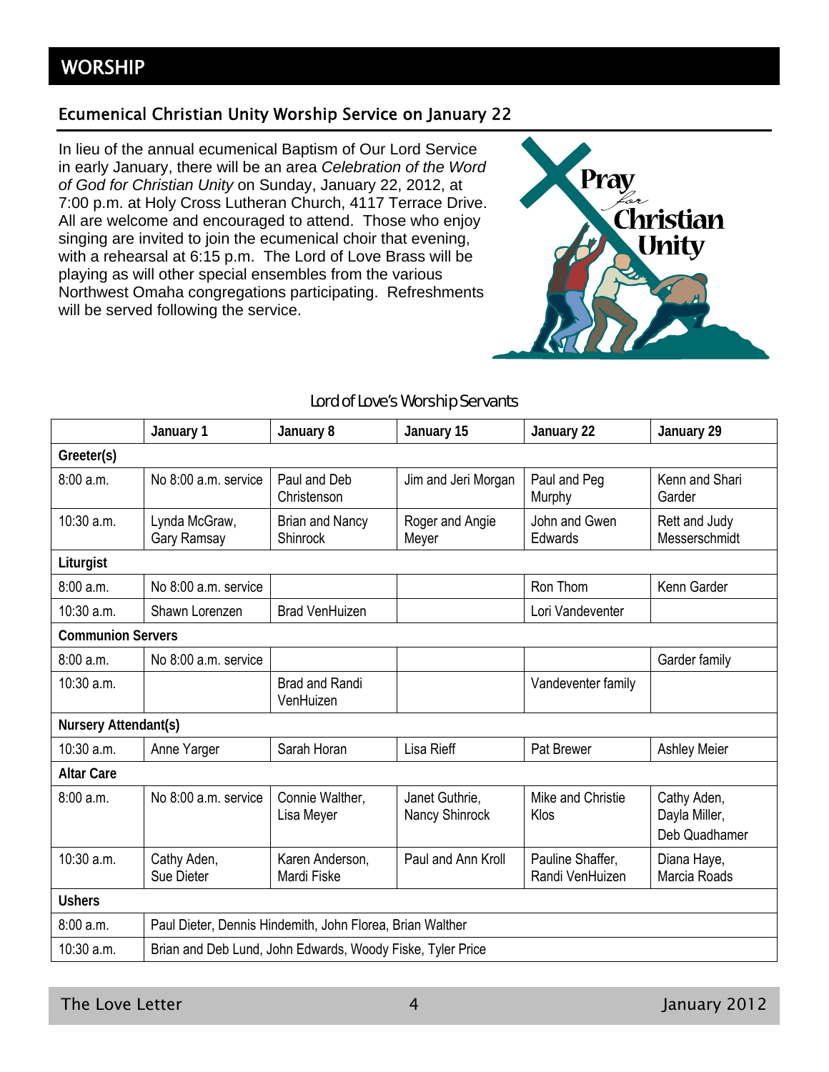# WORSHIP

## Ecumenical Christian Unity Worship Service on January 22

In lieu of the annual ecumenical Baptism of Our Lord Service in early January, there will be an area *Celebration of the Word of God for Christian Unity* on Sunday, January 22, 2012, at 7:00 p.m. at Holy Cross Lutheran Church, 4117 Terrace Drive. All are welcome and encouraged to attend. Those who enjoy singing are invited to join the ecumenical choir that evening, with a rehearsal at 6:15 p.m. The Lord of Love Brass will be playing as will other special ensembles from the various Northwest Omaha congregations participating. Refreshments will be served following the service.

Pray for Christian Unity

### Lord of Love's Worship Servants

| | January 1 | January 8 | January 15 | January 22 | January 29 |
|---|---|---|---|---|---|
| **Greeter(s)** | | | | | |
| 8:00 a.m. | No 8:00 a.m. service | Paul and Deb Christenson | Jim and Jeri Morgan | Paul and Peg Murphy | Kenn and Shari Garder |
| 10:30 a.m. | Lynda McGraw, Gary Ramsay | Brian and Nancy Shinrock | Roger and Angie Meyer | John and Gwen Edwards | Rett and Judy Messerschmidt |
| **Liturgist** | | | | | |
| 8:00 a.m. | No 8:00 a.m. service | | | Ron Thom | Kenn Garder |
| 10:30 a.m. | Shawn Lorenzen | Brad VenHuizen | | Lori Vandeventer | |
| **Communion Servers** | | | | | |
| 8:00 a.m. | No 8:00 a.m. service | | | | Garder family |
| 10:30 a.m. | | Brad and Randi VenHuizen | | Vandeventer family | |
| **Nursery Attendant(s)** | | | | | |
| 10:30 a.m. | Anne Yarger | Sarah Horan | Lisa Rieff | Pat Brewer | Ashley Meier |
| **Altar Care** | | | | | |
| 8:00 a.m. | No 8:00 a.m. service | Connie Walther, Lisa Meyer | Janet Guthrie, Nancy Shinrock | Mike and Christie Klos | Cathy Aden, Dayla Miller, Deb Quadhamer |
| 10:30 a.m. | Cathy Aden, Sue Dieter | Karen Anderson, Mardi Fiske | Paul and Ann Kroll | Pauline Shaffer, Randi VenHuizen | Diana Haye, Marcia Roads |
| **Ushers** | | | | | |
| 8:00 a.m. | Paul Dieter, Dennis Hindemith, John Florea, Brian Walther | | | | |
| 10:30 a.m. | Brian and Deb Lund, John Edwards, Woody Fiske, Tyler Price | | | | |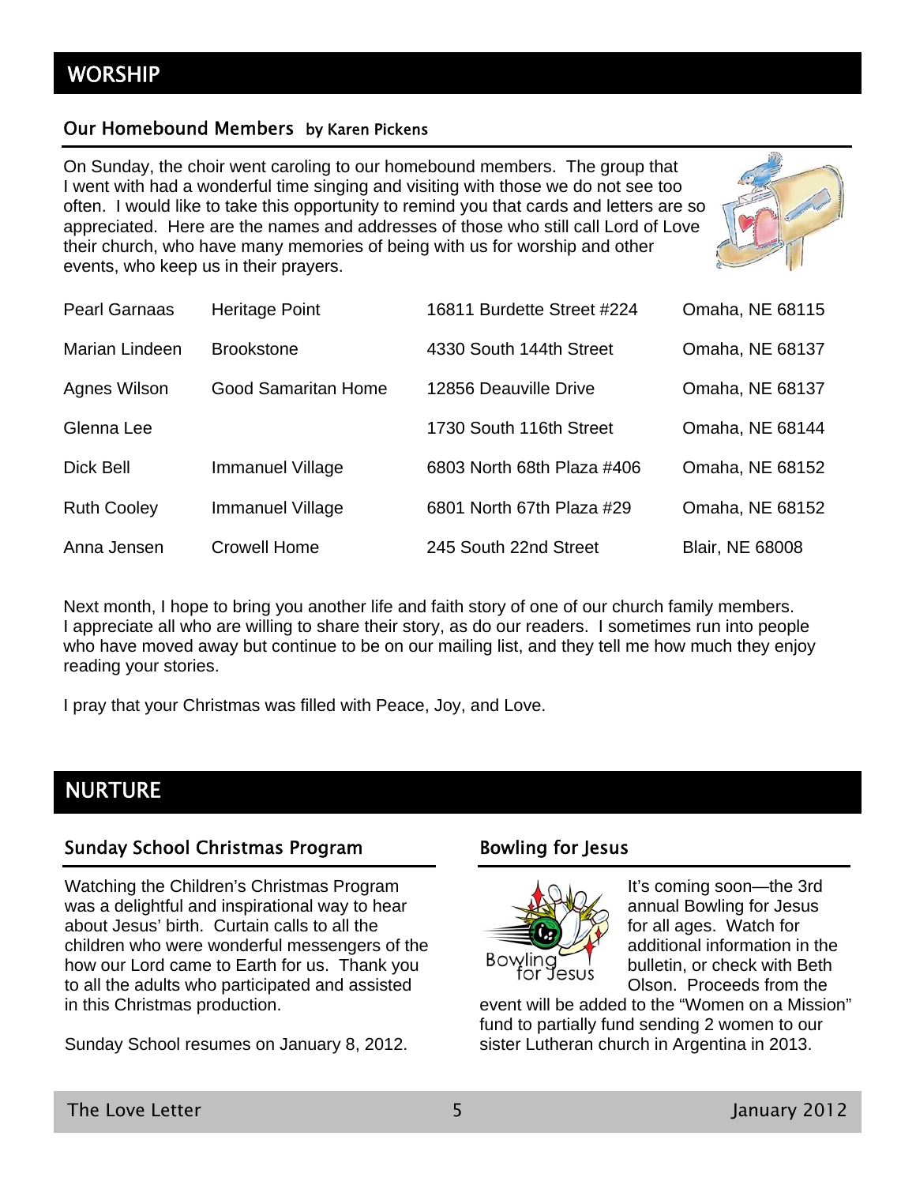## WORSHIP

### Our Homebound Members by Karen Pickens

On Sunday, the choir went caroling to our homebound members. The group that I went with had a wonderful time singing and visiting with those we do not see too often. I would like to take this opportunity to remind you that cards and letters are so appreciated. Here are the names and addresses of those who still call Lord of Love their church, who have many memories of being with us for worship and other events, who keep us in their prayers.

| | | | |
|---|---|---|---|
| Pearl Garnaas | Heritage Point | 16811 Burdette Street #224 | Omaha, NE 68115 |
| Marian Lindeen | Brookstone | 4330 South 144th Street | Omaha, NE 68137 |
| Agnes Wilson | Good Samaritan Home | 12856 Deauville Drive | Omaha, NE 68137 |
| Glenna Lee | | 1730 South 116th Street | Omaha, NE 68144 |
| Dick Bell | Immanuel Village | 6803 North 68th Plaza #406 | Omaha, NE 68152 |
| Ruth Cooley | Immanuel Village | 6801 North 67th Plaza #29 | Omaha, NE 68152 |
| Anna Jensen | Crowell Home | 245 South 22nd Street | Blair, NE 68008 |

Next month, I hope to bring you another life and faith story of one of our church family members. I appreciate all who are willing to share their story, as do our readers. I sometimes run into people who have moved away but continue to be on our mailing list, and they tell me how much they enjoy reading your stories.

I pray that your Christmas was filled with Peace, Joy, and Love.

## NURTURE

### Sunday School Christmas Program

Watching the Children's Christmas Program was a delightful and inspirational way to hear about Jesus' birth. Curtain calls to all the children who were wonderful messengers of the how our Lord came to Earth for us. Thank you to all the adults who participated and assisted in this Christmas production.

Sunday School resumes on January 8, 2012.

### Bowling for Jesus

It's coming soon—the 3rd annual Bowling for Jesus for all ages. Watch for additional information in the bulletin, or check with Beth Olson. Proceeds from the event will be added to the "Women on a Mission" fund to partially fund sending 2 women to our sister Lutheran church in Argentina in 2013.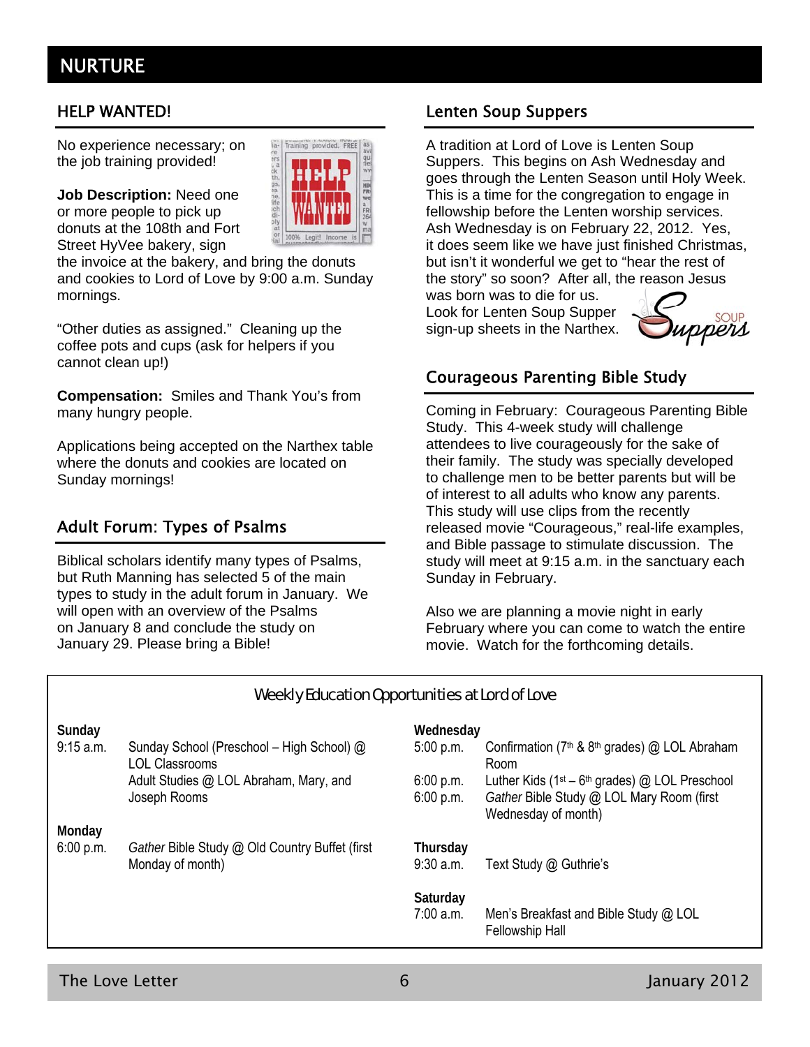# NURTURE

## HELP WANTED!

No experience necessary; on the job training provided!

**Job Description:** Need one or more people to pick up donuts at the 108th and Fort Street HyVee bakery, sign the invoice at the bakery, and bring the donuts and cookies to Lord of Love by 9:00 a.m. Sunday mornings.

"Other duties as assigned." Cleaning up the coffee pots and cups (ask for helpers if you cannot clean up!)

**Compensation:** Smiles and Thank You's from many hungry people.

Applications being accepted on the Narthex table where the donuts and cookies are located on Sunday mornings!

## Adult Forum: Types of Psalms

Biblical scholars identify many types of Psalms, but Ruth Manning has selected 5 of the main types to study in the adult forum in January. We will open with an overview of the Psalms on January 8 and conclude the study on January 29. Please bring a Bible!

## Lenten Soup Suppers

A tradition at Lord of Love is Lenten Soup Suppers. This begins on Ash Wednesday and goes through the Lenten Season until Holy Week. This is a time for the congregation to engage in fellowship before the Lenten worship services. Ash Wednesday is on February 22, 2012. Yes, it does seem like we have just finished Christmas, but isn't it wonderful we get to "hear the rest of the story" so soon? After all, the reason Jesus was born was to die for us.

Look for Lenten Soup Supper sign-up sheets in the Narthex.

## Courageous Parenting Bible Study

Coming in February: Courageous Parenting Bible Study. This 4-week study will challenge attendees to live courageously for the sake of their family. The study was specially developed to challenge men to be better parents but will be of interest to all adults who know any parents. This study will use clips from the recently released movie "Courageous," real-life examples, and Bible passage to stimulate discussion. The study will meet at 9:15 a.m. in the sanctuary each Sunday in February.

Also we are planning a movie night in early February where you can come to watch the entire movie. Watch for the forthcoming details.

## Weekly Education Opportunities at Lord of Love

**Sunday**
- 9:15 a.m. — Sunday School (Preschool – High School) @ LOL Classrooms
- Adult Studies @ LOL Abraham, Mary, and Joseph Rooms

**Monday**
- 6:00 p.m. — *Gather* Bible Study @ Old Country Buffet (first Monday of month)

**Wednesday**
- 5:00 p.m. — Confirmation (7th & 8th grades) @ LOL Abraham Room
- 6:00 p.m. — Luther Kids (1st – 6th grades) @ LOL Preschool
- 6:00 p.m. — *Gather* Bible Study @ LOL Mary Room (first Wednesday of month)

**Thursday**
- 9:30 a.m. — Text Study @ Guthrie's

**Saturday**
- 7:00 a.m. — Men's Breakfast and Bible Study @ LOL Fellowship Hall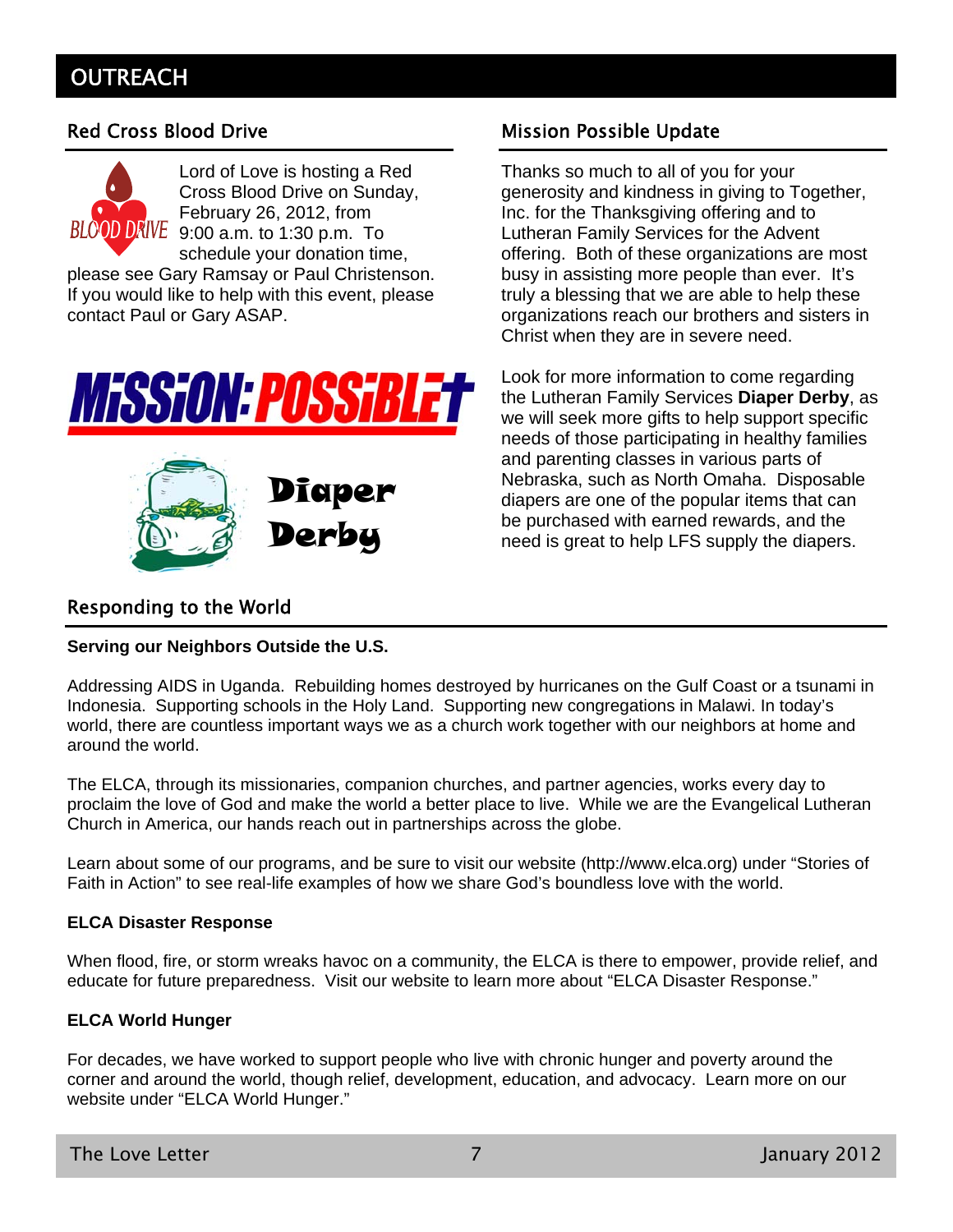# OUTREACH

## Red Cross Blood Drive

Lord of Love is hosting a Red Cross Blood Drive on Sunday, February 26, 2012, from 9:00 a.m. to 1:30 p.m. To schedule your donation time, please see Gary Ramsay or Paul Christenson. If you would like to help with this event, please contact Paul or Gary ASAP.

## Mission Possible Update

Thanks so much to all of you for your generosity and kindness in giving to Together, Inc. for the Thanksgiving offering and to Lutheran Family Services for the Advent offering. Both of these organizations are most busy in assisting more people than ever. It's truly a blessing that we are able to help these organizations reach our brothers and sisters in Christ when they are in severe need.

Look for more information to come regarding the Lutheran Family Services **Diaper Derby**, as we will seek more gifts to help support specific needs of those participating in healthy families and parenting classes in various parts of Nebraska, such as North Omaha. Disposable diapers are one of the popular items that can be purchased with earned rewards, and the need is great to help LFS supply the diapers.

## Responding to the World

**Serving our Neighbors Outside the U.S.**

Addressing AIDS in Uganda. Rebuilding homes destroyed by hurricanes on the Gulf Coast or a tsunami in Indonesia. Supporting schools in the Holy Land. Supporting new congregations in Malawi. In today's world, there are countless important ways we as a church work together with our neighbors at home and around the world.

The ELCA, through its missionaries, companion churches, and partner agencies, works every day to proclaim the love of God and make the world a better place to live. While we are the Evangelical Lutheran Church in America, our hands reach out in partnerships across the globe.

Learn about some of our programs, and be sure to visit our website (http://www.elca.org) under "Stories of Faith in Action" to see real-life examples of how we share God's boundless love with the world.

**ELCA Disaster Response**

When flood, fire, or storm wreaks havoc on a community, the ELCA is there to empower, provide relief, and educate for future preparedness. Visit our website to learn more about "ELCA Disaster Response."

**ELCA World Hunger**

For decades, we have worked to support people who live with chronic hunger and poverty around the corner and around the world, though relief, development, education, and advocacy. Learn more on our website under "ELCA World Hunger."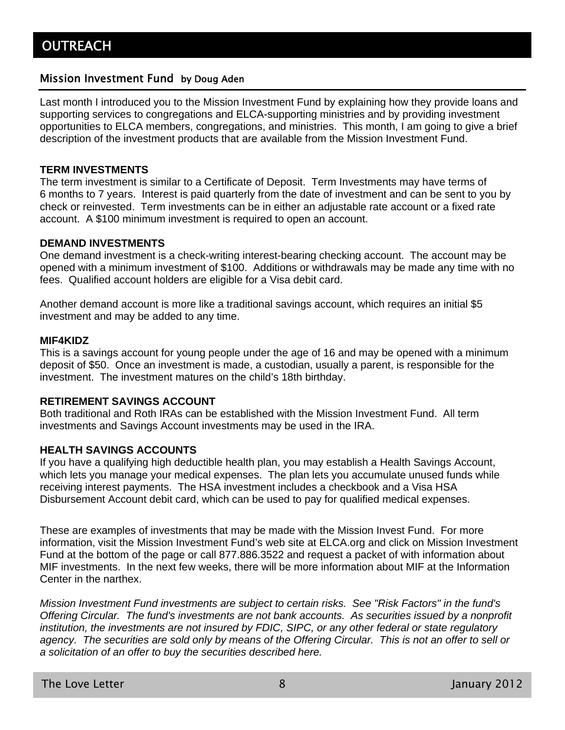# OUTREACH

## Mission Investment Fund by Doug Aden

Last month I introduced you to the Mission Investment Fund by explaining how they provide loans and supporting services to congregations and ELCA-supporting ministries and by providing investment opportunities to ELCA members, congregations, and ministries. This month, I am going to give a brief description of the investment products that are available from the Mission Investment Fund.

**TERM INVESTMENTS**

The term investment is similar to a Certificate of Deposit. Term Investments may have terms of 6 months to 7 years. Interest is paid quarterly from the date of investment and can be sent to you by check or reinvested. Term investments can be in either an adjustable rate account or a fixed rate account. A $100 minimum investment is required to open an account.

**DEMAND INVESTMENTS**

One demand investment is a check-writing interest-bearing checking account. The account may be opened with a minimum investment of $100. Additions or withdrawals may be made any time with no fees. Qualified account holders are eligible for a Visa debit card.

Another demand account is more like a traditional savings account, which requires an initial $5 investment and may be added to any time.

**MIF4KIDZ**

This is a savings account for young people under the age of 16 and may be opened with a minimum deposit of $50. Once an investment is made, a custodian, usually a parent, is responsible for the investment. The investment matures on the child's 18th birthday.

**RETIREMENT SAVINGS ACCOUNT**

Both traditional and Roth IRAs can be established with the Mission Investment Fund. All term investments and Savings Account investments may be used in the IRA.

**HEALTH SAVINGS ACCOUNTS**

If you have a qualifying high deductible health plan, you may establish a Health Savings Account, which lets you manage your medical expenses. The plan lets you accumulate unused funds while receiving interest payments. The HSA investment includes a checkbook and a Visa HSA Disbursement Account debit card, which can be used to pay for qualified medical expenses.

These are examples of investments that may be made with the Mission Invest Fund. For more information, visit the Mission Investment Fund's web site at ELCA.org and click on Mission Investment Fund at the bottom of the page or call 877.886.3522 and request a packet of with information about MIF investments. In the next few weeks, there will be more information about MIF at the Information Center in the narthex.

*Mission Investment Fund investments are subject to certain risks. See "Risk Factors" in the fund's Offering Circular. The fund's investments are not bank accounts. As securities issued by a nonprofit institution, the investments are not insured by FDIC, SIPC, or any other federal or state regulatory agency. The securities are sold only by means of the Offering Circular. This is not an offer to sell or a solicitation of an offer to buy the securities described here.*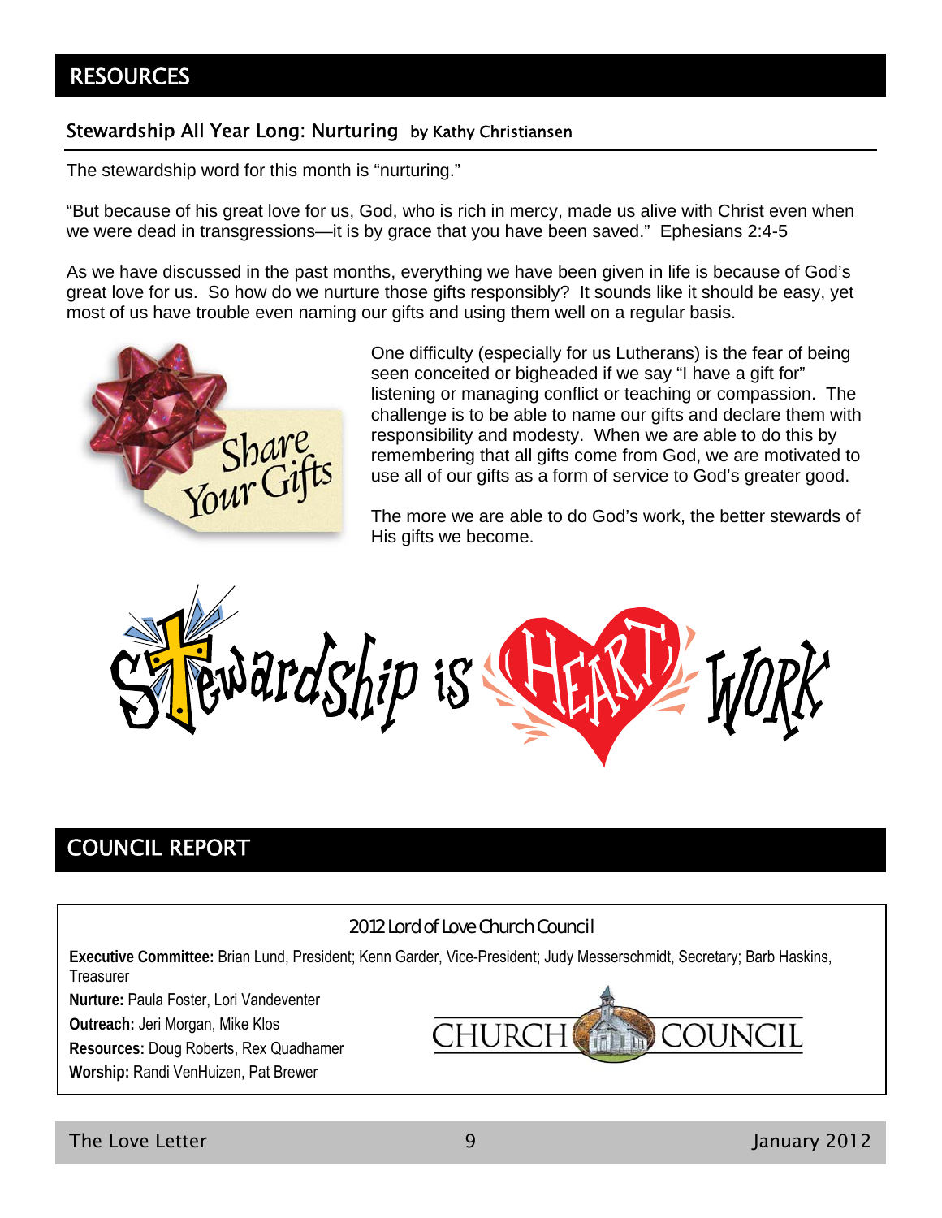# RESOURCES

## Stewardship All Year Long: Nurturing by Kathy Christiansen

The stewardship word for this month is "nurturing."

"But because of his great love for us, God, who is rich in mercy, made us alive with Christ even when we were dead in transgressions—it is by grace that you have been saved." Ephesians 2:4-5

As we have discussed in the past months, everything we have been given in life is because of God's great love for us. So how do we nurture those gifts responsibly? It sounds like it should be easy, yet most of us have trouble even naming our gifts and using them well on a regular basis.

One difficulty (especially for us Lutherans) is the fear of being seen conceited or bigheaded if we say "I have a gift for" listening or managing conflict or teaching or compassion. The challenge is to be able to name our gifts and declare them with responsibility and modesty. When we are able to do this by remembering that all gifts come from God, we are motivated to use all of our gifts as a form of service to God's greater good.

The more we are able to do God's work, the better stewards of His gifts we become.

# COUNCIL REPORT

### 2012 Lord of Love Church Council

**Executive Committee:** Brian Lund, President; Kenn Garder, Vice-President; Judy Messerschmidt, Secretary; Barb Haskins, Treasurer

**Nurture:** Paula Foster, Lori Vandeventer

**Outreach:** Jeri Morgan, Mike Klos

**Resources:** Doug Roberts, Rex Quadhamer

**Worship:** Randi VenHuizen, Pat Brewer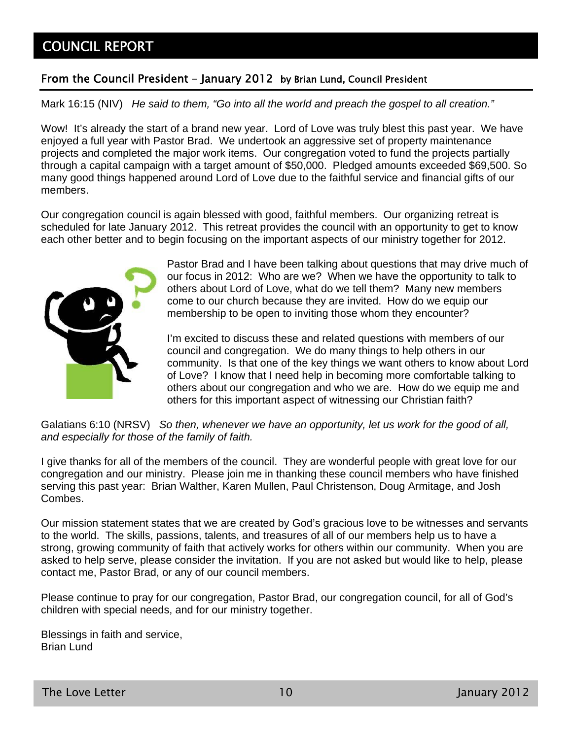# COUNCIL REPORT

## From the Council President – January 2012 by Brian Lund, Council President

Mark 16:15 (NIV) *He said to them, "Go into all the world and preach the gospel to all creation."*

Wow! It's already the start of a brand new year. Lord of Love was truly blest this past year. We have enjoyed a full year with Pastor Brad. We undertook an aggressive set of property maintenance projects and completed the major work items. Our congregation voted to fund the projects partially through a capital campaign with a target amount of $50,000. Pledged amounts exceeded $69,500. So many good things happened around Lord of Love due to the faithful service and financial gifts of our members.

Our congregation council is again blessed with good, faithful members. Our organizing retreat is scheduled for late January 2012. This retreat provides the council with an opportunity to get to know each other better and to begin focusing on the important aspects of our ministry together for 2012.

Pastor Brad and I have been talking about questions that may drive much of our focus in 2012: Who are we? When we have the opportunity to talk to others about Lord of Love, what do we tell them? Many new members come to our church because they are invited. How do we equip our membership to be open to inviting those whom they encounter?

I'm excited to discuss these and related questions with members of our council and congregation. We do many things to help others in our community. Is that one of the key things we want others to know about Lord of Love? I know that I need help in becoming more comfortable talking to others about our congregation and who we are. How do we equip me and others for this important aspect of witnessing our Christian faith?

Galatians 6:10 (NRSV) *So then, whenever we have an opportunity, let us work for the good of all, and especially for those of the family of faith.*

I give thanks for all of the members of the council. They are wonderful people with great love for our congregation and our ministry. Please join me in thanking these council members who have finished serving this past year: Brian Walther, Karen Mullen, Paul Christenson, Doug Armitage, and Josh Combes.

Our mission statement states that we are created by God's gracious love to be witnesses and servants to the world. The skills, passions, talents, and treasures of all of our members help us to have a strong, growing community of faith that actively works for others within our community. When you are asked to help serve, please consider the invitation. If you are not asked but would like to help, please contact me, Pastor Brad, or any of our council members.

Please continue to pray for our congregation, Pastor Brad, our congregation council, for all of God's children with special needs, and for our ministry together.

Blessings in faith and service,
Brian Lund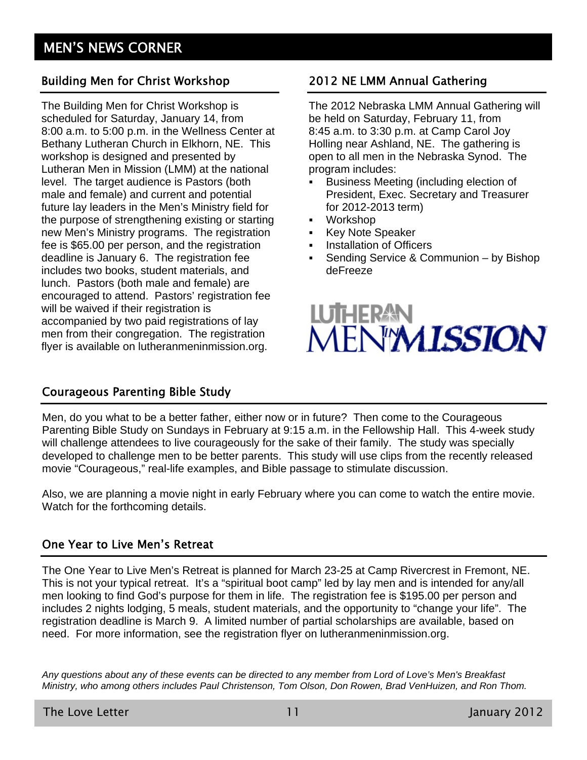# MEN'S NEWS CORNER

## Building Men for Christ Workshop

The Building Men for Christ Workshop is scheduled for Saturday, January 14, from 8:00 a.m. to 5:00 p.m. in the Wellness Center at Bethany Lutheran Church in Elkhorn, NE. This workshop is designed and presented by Lutheran Men in Mission (LMM) at the national level. The target audience is Pastors (both male and female) and current and potential future lay leaders in the Men's Ministry field for the purpose of strengthening existing or starting new Men's Ministry programs. The registration fee is $65.00 per person, and the registration deadline is January 6. The registration fee includes two books, student materials, and lunch. Pastors (both male and female) are encouraged to attend. Pastors' registration fee will be waived if their registration is accompanied by two paid registrations of lay men from their congregation. The registration flyer is available on lutheranmeninmission.org.

## 2012 NE LMM Annual Gathering

The 2012 Nebraska LMM Annual Gathering will be held on Saturday, February 11, from 8:45 a.m. to 3:30 p.m. at Camp Carol Joy Holling near Ashland, NE. The gathering is open to all men in the Nebraska Synod. The program includes:

- Business Meeting (including election of President, Exec. Secretary and Treasurer for 2012-2013 term)
- Workshop
- Key Note Speaker
- Installation of Officers
- Sending Service & Communion – by Bishop deFreeze

LUTHERAN MEN IN MISSION

## Courageous Parenting Bible Study

Men, do you what to be a better father, either now or in future? Then come to the Courageous Parenting Bible Study on Sundays in February at 9:15 a.m. in the Fellowship Hall. This 4-week study will challenge attendees to live courageously for the sake of their family. The study was specially developed to challenge men to be better parents. This study will use clips from the recently released movie "Courageous," real-life examples, and Bible passage to stimulate discussion.

Also, we are planning a movie night in early February where you can come to watch the entire movie. Watch for the forthcoming details.

## One Year to Live Men's Retreat

The One Year to Live Men's Retreat is planned for March 23-25 at Camp Rivercrest in Fremont, NE. This is not your typical retreat. It's a "spiritual boot camp" led by lay men and is intended for any/all men looking to find God's purpose for them in life. The registration fee is $195.00 per person and includes 2 nights lodging, 5 meals, student materials, and the opportunity to "change your life". The registration deadline is March 9. A limited number of partial scholarships are available, based on need. For more information, see the registration flyer on lutheranmeninmission.org.

*Any questions about any of these events can be directed to any member from Lord of Love's Men's Breakfast Ministry, who among others includes Paul Christenson, Tom Olson, Don Rowen, Brad VenHuizen, and Ron Thom.*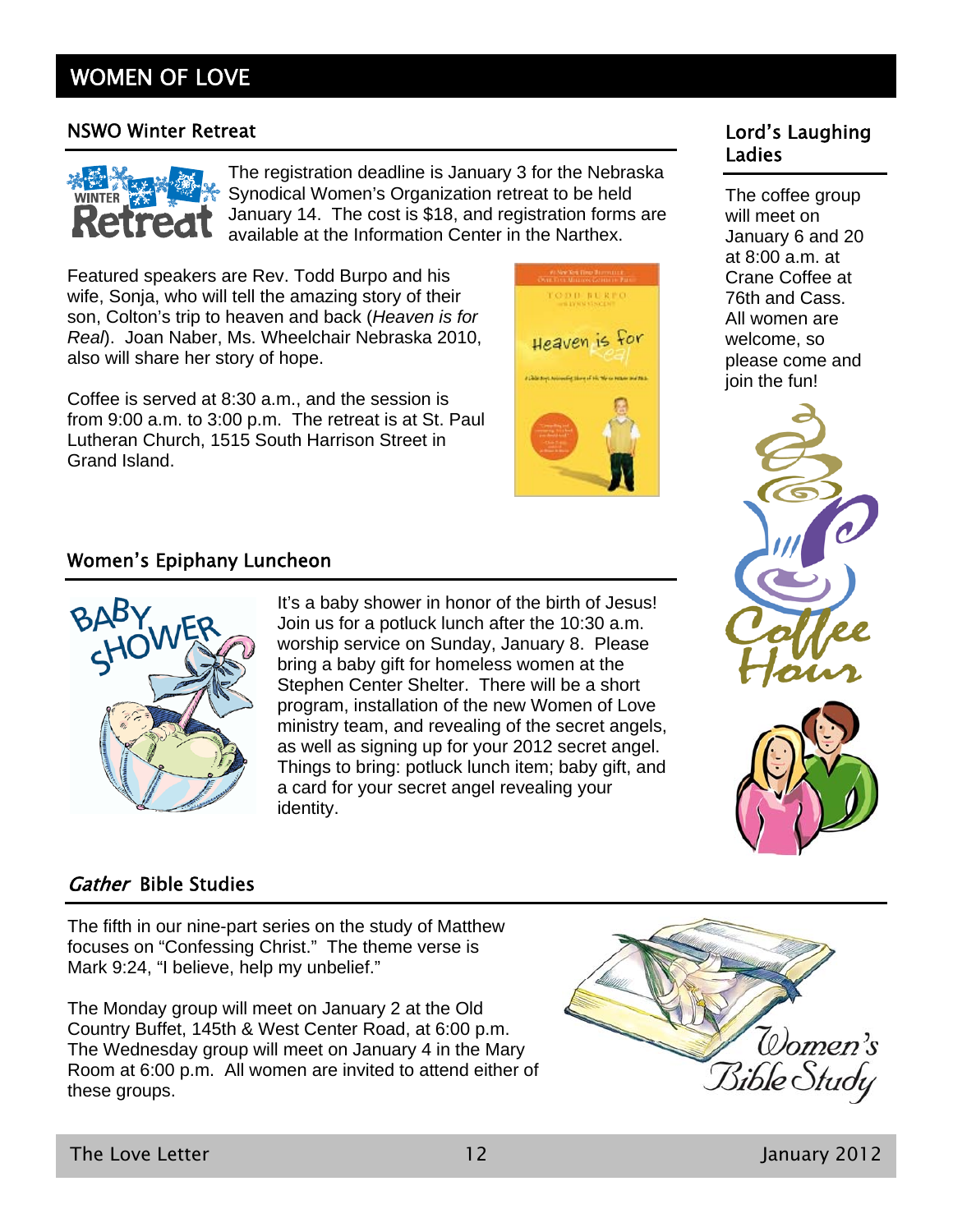# WOMEN OF LOVE

## NSWO Winter Retreat

The registration deadline is January 3 for the Nebraska Synodical Women's Organization retreat to be held January 14. The cost is $18, and registration forms are available at the Information Center in the Narthex.

Featured speakers are Rev. Todd Burpo and his wife, Sonja, who will tell the amazing story of their son, Colton's trip to heaven and back (*Heaven is for Real*). Joan Naber, Ms. Wheelchair Nebraska 2010, also will share her story of hope.

Coffee is served at 8:30 a.m., and the session is from 9:00 a.m. to 3:00 p.m. The retreat is at St. Paul Lutheran Church, 1515 South Harrison Street in Grand Island.

## Women's Epiphany Luncheon

It's a baby shower in honor of the birth of Jesus! Join us for a potluck lunch after the 10:30 a.m. worship service on Sunday, January 8. Please bring a baby gift for homeless women at the Stephen Center Shelter. There will be a short program, installation of the new Women of Love ministry team, and revealing of the secret angels, as well as signing up for your 2012 secret angel. Things to bring: potluck lunch item; baby gift, and a card for your secret angel revealing your identity.

## *Gather* Bible Studies

The fifth in our nine-part series on the study of Matthew focuses on "Confessing Christ." The theme verse is Mark 9:24, "I believe, help my unbelief."

The Monday group will meet on January 2 at the Old Country Buffet, 145th & West Center Road, at 6:00 p.m. The Wednesday group will meet on January 4 in the Mary Room at 6:00 p.m. All women are invited to attend either of these groups.

## Lord's Laughing Ladies

The coffee group will meet on January 6 and 20 at 8:00 a.m. at Crane Coffee at 76th and Cass. All women are welcome, so please come and join the fun!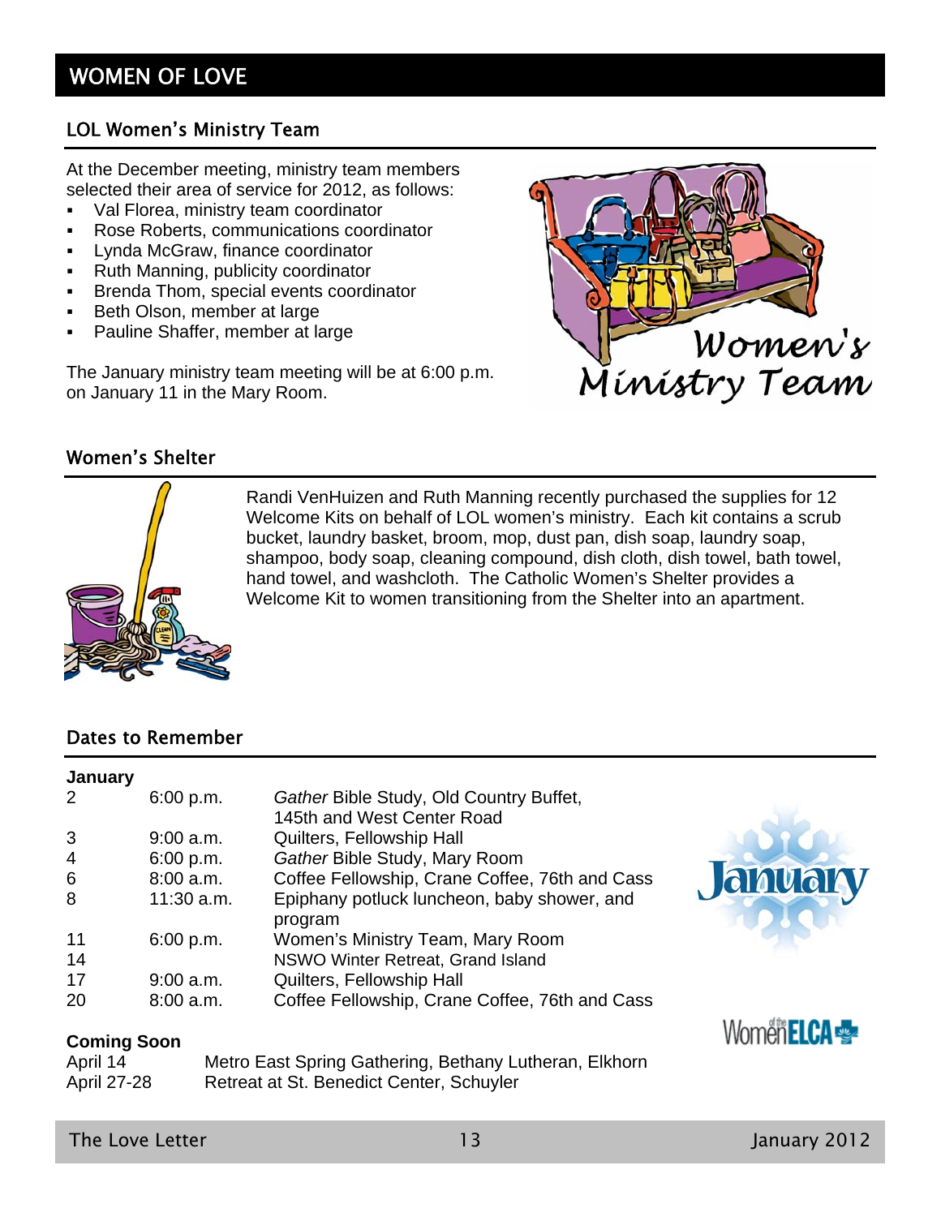# WOMEN OF LOVE

## LOL Women's Ministry Team

At the December meeting, ministry team members selected their area of service for 2012, as follows:

- Val Florea, ministry team coordinator
- Rose Roberts, communications coordinator
- Lynda McGraw, finance coordinator
- Ruth Manning, publicity coordinator
- Brenda Thom, special events coordinator
- Beth Olson, member at large
- Pauline Shaffer, member at large

The January ministry team meeting will be at 6:00 p.m. on January 11 in the Mary Room.

## Women's Shelter

Randi VenHuizen and Ruth Manning recently purchased the supplies for 12 Welcome Kits on behalf of LOL women's ministry. Each kit contains a scrub bucket, laundry basket, broom, mop, dust pan, dish soap, laundry soap, shampoo, body soap, cleaning compound, dish cloth, dish towel, bath towel, hand towel, and washcloth. The Catholic Women's Shelter provides a Welcome Kit to women transitioning from the Shelter into an apartment.

## Dates to Remember

**January**

| | | |
|---|---|---|
| 2 | 6:00 p.m. | *Gather* Bible Study, Old Country Buffet, 145th and West Center Road |
| 3 | 9:00 a.m. | Quilters, Fellowship Hall |
| 4 | 6:00 p.m. | *Gather* Bible Study, Mary Room |
| 6 | 8:00 a.m. | Coffee Fellowship, Crane Coffee, 76th and Cass |
| 8 | 11:30 a.m. | Epiphany potluck luncheon, baby shower, and program |
| 11 | 6:00 p.m. | Women's Ministry Team, Mary Room |
| 14 | | NSWO Winter Retreat, Grand Island |
| 17 | 9:00 a.m. | Quilters, Fellowship Hall |
| 20 | 8:00 a.m. | Coffee Fellowship, Crane Coffee, 76th and Cass |

**Coming Soon**

| | |
|---|---|
| April 14 | Metro East Spring Gathering, Bethany Lutheran, Elkhorn |
| April 27-28 | Retreat at St. Benedict Center, Schuyler |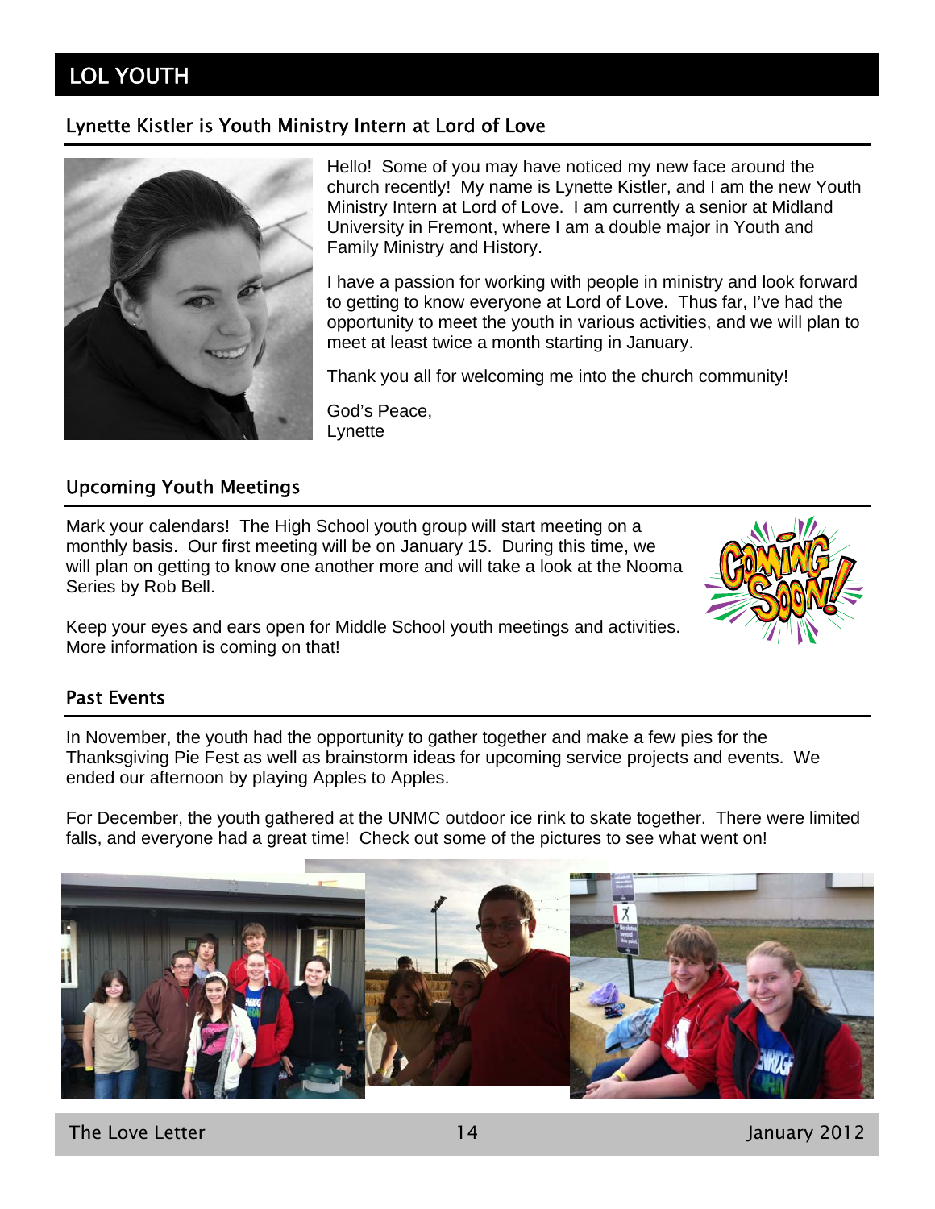# LOL YOUTH

## Lynette Kistler is Youth Ministry Intern at Lord of Love

Hello! Some of you may have noticed my new face around the church recently! My name is Lynette Kistler, and I am the new Youth Ministry Intern at Lord of Love. I am currently a senior at Midland University in Fremont, where I am a double major in Youth and Family Ministry and History.

I have a passion for working with people in ministry and look forward to getting to know everyone at Lord of Love. Thus far, I've had the opportunity to meet the youth in various activities, and we will plan to meet at least twice a month starting in January.

Thank you all for welcoming me into the church community!

God's Peace,
Lynette

## Upcoming Youth Meetings

Mark your calendars! The High School youth group will start meeting on a monthly basis. Our first meeting will be on January 15. During this time, we will plan on getting to know one another more and will take a look at the Nooma Series by Rob Bell.

Keep your eyes and ears open for Middle School youth meetings and activities. More information is coming on that!

## Past Events

In November, the youth had the opportunity to gather together and make a few pies for the Thanksgiving Pie Fest as well as brainstorm ideas for upcoming service projects and events. We ended our afternoon by playing Apples to Apples.

For December, the youth gathered at the UNMC outdoor ice rink to skate together. There were limited falls, and everyone had a great time! Check out some of the pictures to see what went on!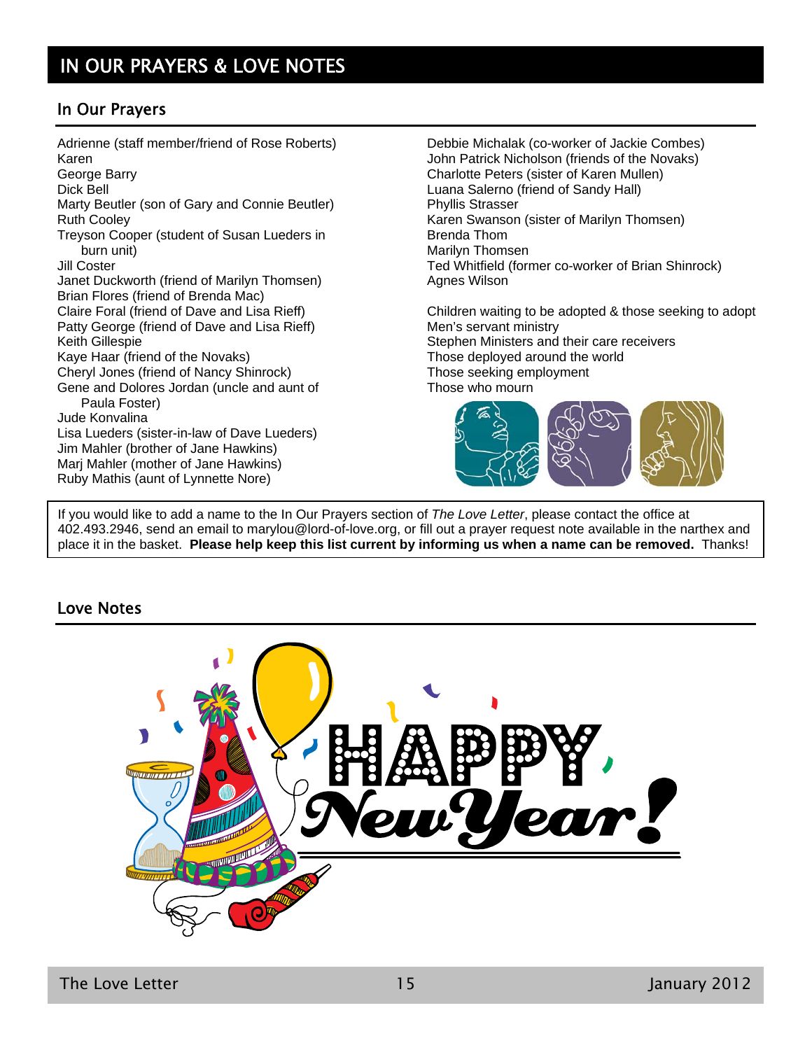# IN OUR PRAYERS & LOVE NOTES

## In Our Prayers

Adrienne (staff member/friend of Rose Roberts)
Karen
George Barry
Dick Bell
Marty Beutler (son of Gary and Connie Beutler)
Ruth Cooley
Treyson Cooper (student of Susan Lueders in burn unit)
Jill Coster
Janet Duckworth (friend of Marilyn Thomsen)
Brian Flores (friend of Brenda Mac)
Claire Foral (friend of Dave and Lisa Rieff)
Patty George (friend of Dave and Lisa Rieff)
Keith Gillespie
Kaye Haar (friend of the Novaks)
Cheryl Jones (friend of Nancy Shinrock)
Gene and Dolores Jordan (uncle and aunt of Paula Foster)
Jude Konvalina
Lisa Lueders (sister-in-law of Dave Lueders)
Jim Mahler (brother of Jane Hawkins)
Marj Mahler (mother of Jane Hawkins)
Ruby Mathis (aunt of Lynnette Nore)
Debbie Michalak (co-worker of Jackie Combes)
John Patrick Nicholson (friends of the Novaks)
Charlotte Peters (sister of Karen Mullen)
Luana Salerno (friend of Sandy Hall)
Phyllis Strasser
Karen Swanson (sister of Marilyn Thomsen)
Brenda Thom
Marilyn Thomsen
Ted Whitfield (former co-worker of Brian Shinrock)
Agnes Wilson

Children waiting to be adopted & those seeking to adopt
Men's servant ministry
Stephen Ministers and their care receivers
Those deployed around the world
Those seeking employment
Those who mourn

If you would like to add a name to the In Our Prayers section of *The Love Letter*, please contact the office at 402.493.2946, send an email to marylou@lord-of-love.org, or fill out a prayer request note available in the narthex and place it in the basket. **Please help keep this list current by informing us when a name can be removed.** Thanks!

## Love Notes

HAPPY New Year!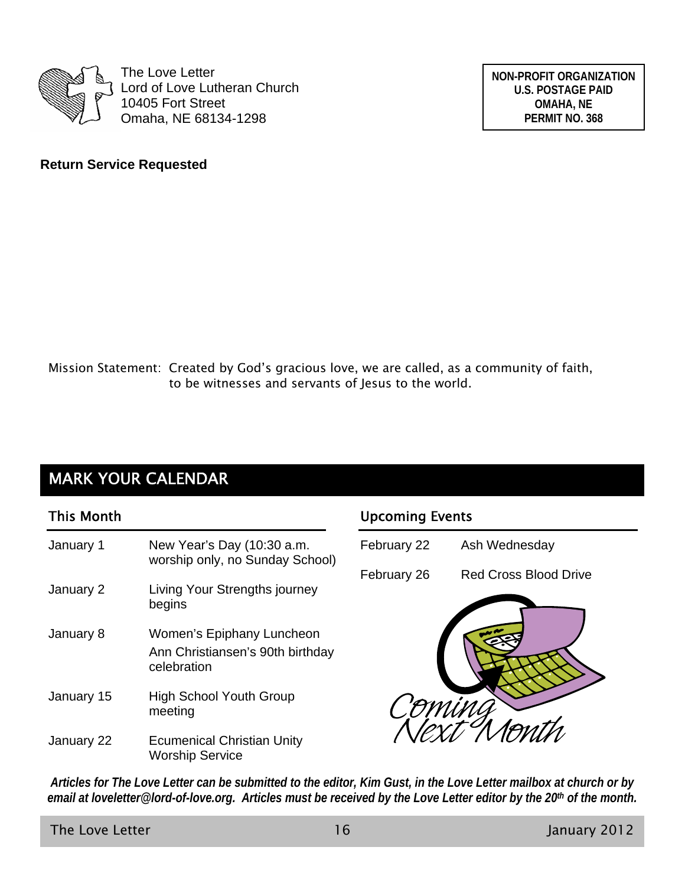The Love Letter
Lord of Love Lutheran Church
10405 Fort Street
Omaha, NE 68134-1298

**NON-PROFIT ORGANIZATION**
**U.S. POSTAGE PAID**
**OMAHA, NE**
**PERMIT NO. 368**

**Return Service Requested**

Mission Statement: Created by God's gracious love, we are called, as a community of faith, to be witnesses and servants of Jesus to the world.

## MARK YOUR CALENDAR

### This Month

| | |
|---|---|
| January 1 | New Year's Day (10:30 a.m. worship only, no Sunday School) |
| January 2 | Living Your Strengths journey begins |
| January 8 | Women's Epiphany Luncheon<br>Ann Christiansen's 90th birthday celebration |
| January 15 | High School Youth Group meeting |
| January 22 | Ecumenical Christian Unity Worship Service |

### Upcoming Events

| | |
|---|---|
| February 22 | Ash Wednesday |
| February 26 | Red Cross Blood Drive |

Coming Next Month

***Articles for The Love Letter can be submitted to the editor, Kim Gust, in the Love Letter mailbox at church or by email at loveletter@lord-of-love.org. Articles must be received by the Love Letter editor by the 20th of the month.***